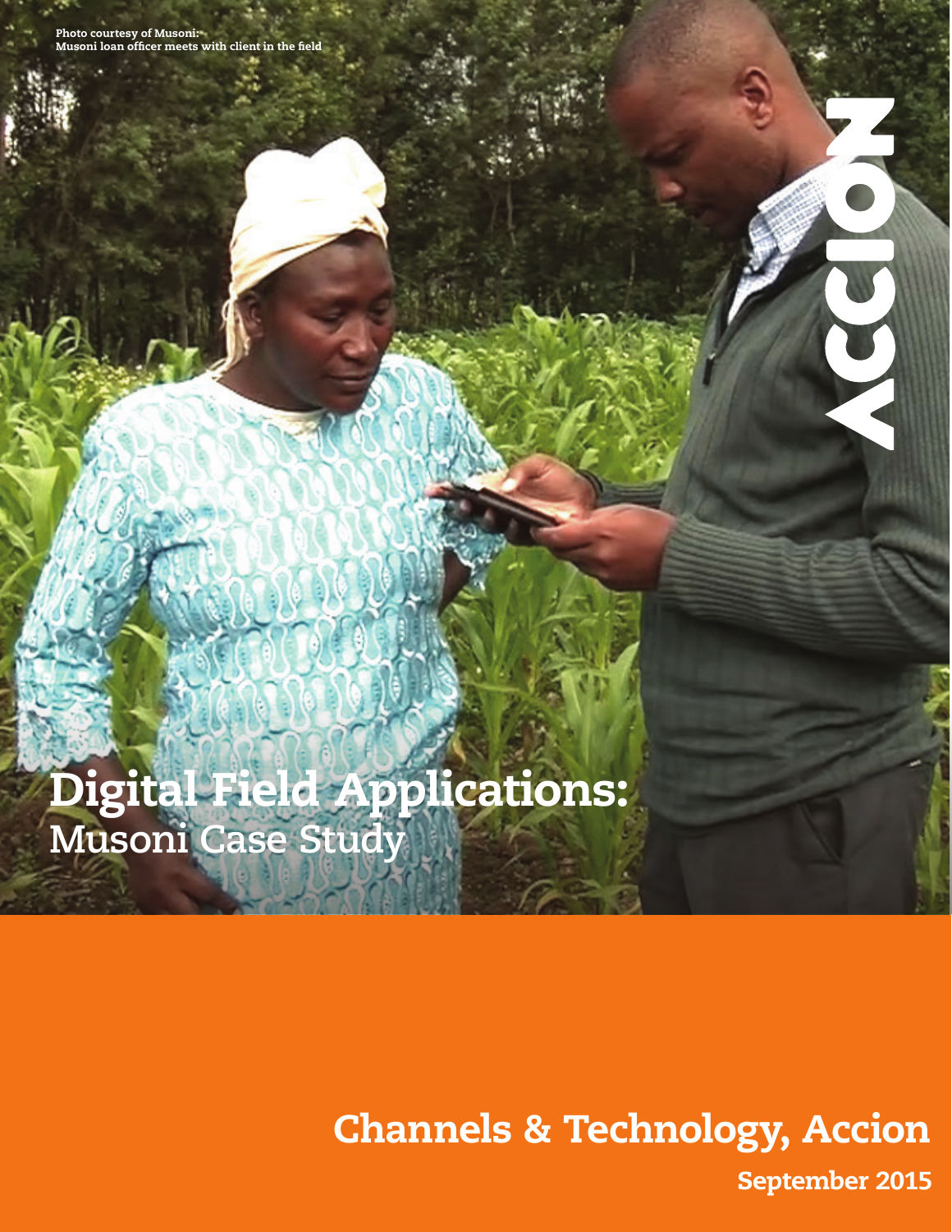Photo courtesy of Musoni:
Musoni loan officer meets with client in the field

ACCION

# Digital Field Applications:
## Musoni Case Study

Channels & Technology, Accion

September 2015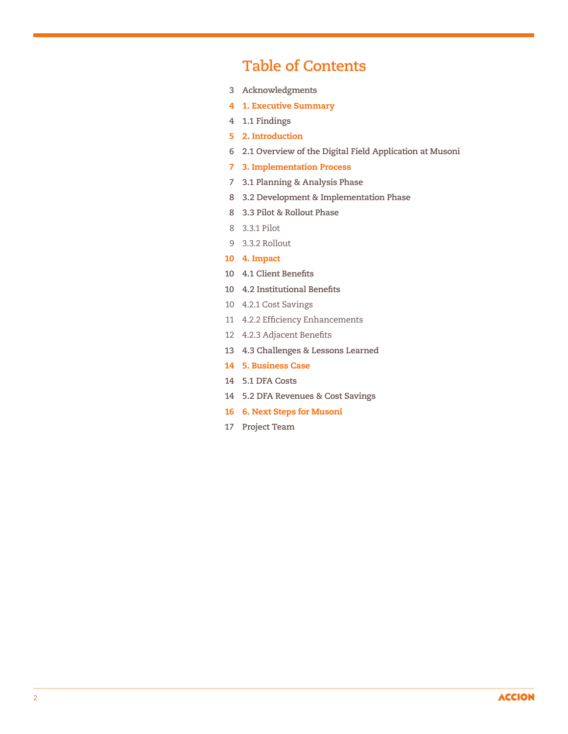# Table of Contents

| Page | Section |
|---|---|
| 3 | Acknowledgments |
| 4 | **1. Executive Summary** |
| 4 | 1.1 Findings |
| 5 | **2. Introduction** |
| 6 | 2.1 Overview of the Digital Field Application at Musoni |
| 7 | **3. Implementation Process** |
| 7 | 3.1 Planning & Analysis Phase |
| 8 | 3.2 Development & Implementation Phase |
| 8 | 3.3 Pilot & Rollout Phase |
| 8 | 3.3.1 Pilot |
| 9 | 3.3.2 Rollout |
| 10 | **4. Impact** |
| 10 | 4.1 Client Benefits |
| 10 | 4.2 Institutional Benefits |
| 10 | 4.2.1 Cost Savings |
| 11 | 4.2.2 Efficiency Enhancements |
| 12 | 4.2.3 Adjacent Benefits |
| 13 | 4.3 Challenges & Lessons Learned |
| 14 | **5. Business Case** |
| 14 | 5.1 DFA Costs |
| 14 | 5.2 DFA Revenues & Cost Savings |
| 16 | **6. Next Steps for Musoni** |
| 17 | Project Team |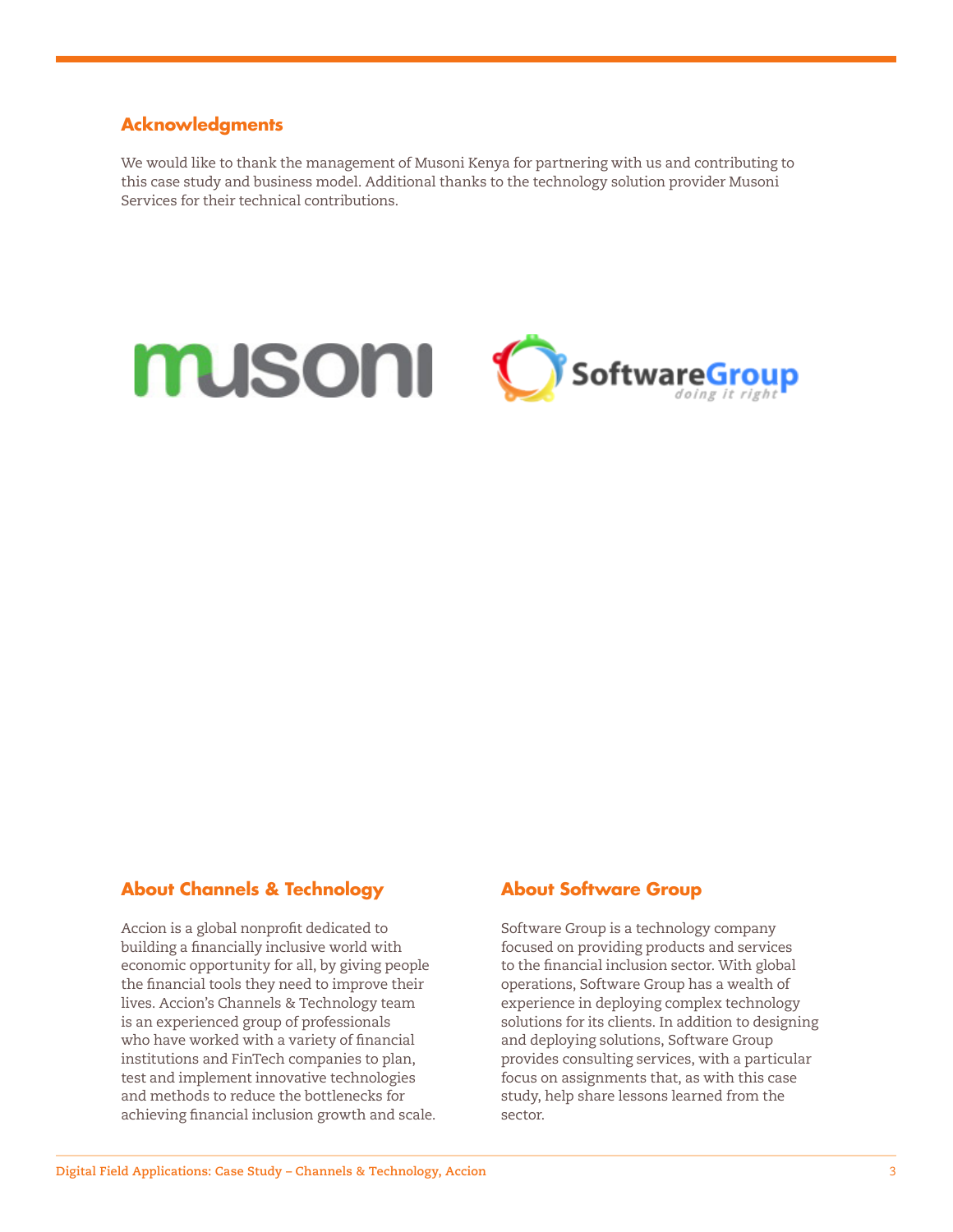## Acknowledgments

We would like to thank the management of Musoni Kenya for partnering with us and contributing to this case study and business model. Additional thanks to the technology solution provider Musoni Services for their technical contributions.

## About Channels & Technology

Accion is a global nonprofit dedicated to building a financially inclusive world with economic opportunity for all, by giving people the financial tools they need to improve their lives. Accion's Channels & Technology team is an experienced group of professionals who have worked with a variety of financial institutions and FinTech companies to plan, test and implement innovative technologies and methods to reduce the bottlenecks for achieving financial inclusion growth and scale.

## About Software Group

Software Group is a technology company focused on providing products and services to the financial inclusion sector. With global operations, Software Group has a wealth of experience in deploying complex technology solutions for its clients. In addition to designing and deploying solutions, Software Group provides consulting services, with a particular focus on assignments that, as with this case study, help share lessons learned from the sector.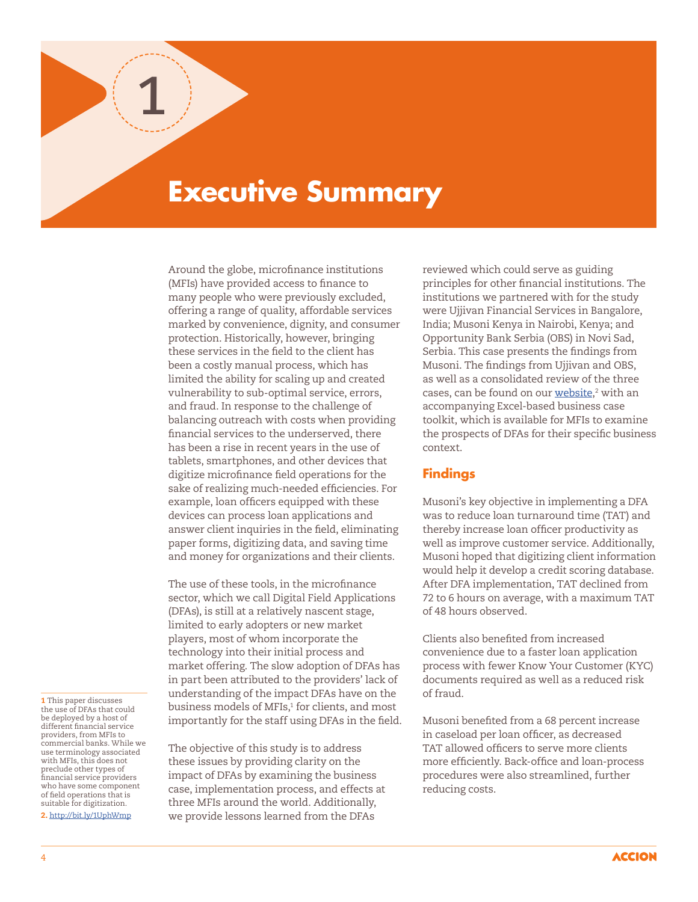# 1 Executive Summary

Around the globe, microfinance institutions (MFIs) have provided access to finance to many people who were previously excluded, offering a range of quality, affordable services marked by convenience, dignity, and consumer protection. Historically, however, bringing these services in the field to the client has been a costly manual process, which has limited the ability for scaling up and created vulnerability to sub-optimal service, errors, and fraud. In response to the challenge of balancing outreach with costs when providing financial services to the underserved, there has been a rise in recent years in the use of tablets, smartphones, and other devices that digitize microfinance field operations for the sake of realizing much-needed efficiencies. For example, loan officers equipped with these devices can process loan applications and answer client inquiries in the field, eliminating paper forms, digitizing data, and saving time and money for organizations and their clients.

The use of these tools, in the microfinance sector, which we call Digital Field Applications (DFAs), is still at a relatively nascent stage, limited to early adopters or new market players, most of whom incorporate the technology into their initial process and market offering. The slow adoption of DFAs has in part been attributed to the providers' lack of understanding of the impact DFAs have on the business models of MFIs,[1] for clients, and most importantly for the staff using DFAs in the field.

The objective of this study is to address these issues by providing clarity on the impact of DFAs by examining the business case, implementation process, and effects at three MFIs around the world. Additionally, we provide lessons learned from the DFAs reviewed which could serve as guiding principles for other financial institutions. The institutions we partnered with for the study were Ujjivan Financial Services in Bangalore, India; Musoni Kenya in Nairobi, Kenya; and Opportunity Bank Serbia (OBS) in Novi Sad, Serbia. This case presents the findings from Musoni. The findings from Ujjivan and OBS, as well as a consolidated review of the three cases, can be found on our website,[2] with an accompanying Excel-based business case toolkit, which is available for MFIs to examine the prospects of DFAs for their specific business context.

## Findings

Musoni's key objective in implementing a DFA was to reduce loan turnaround time (TAT) and thereby increase loan officer productivity as well as improve customer service. Additionally, Musoni hoped that digitizing client information would help it develop a credit scoring database. After DFA implementation, TAT declined from 72 to 6 hours on average, with a maximum TAT of 48 hours observed.

Clients also benefited from increased convenience due to a faster loan application process with fewer Know Your Customer (KYC) documents required as well as a reduced risk of fraud.

Musoni benefited from a 68 percent increase in caseload per loan officer, as decreased TAT allowed officers to serve more clients more efficiently. Back-office and loan-process procedures were also streamlined, further reducing costs.

---

**1** This paper discusses the use of DFAs that could be deployed by a host of different financial service providers, from MFIs to commercial banks. While we use terminology associated with MFIs, this does not preclude other types of financial service providers who have some component of field operations that is suitable for digitization.

**2.** http://bit.ly/1UphWmp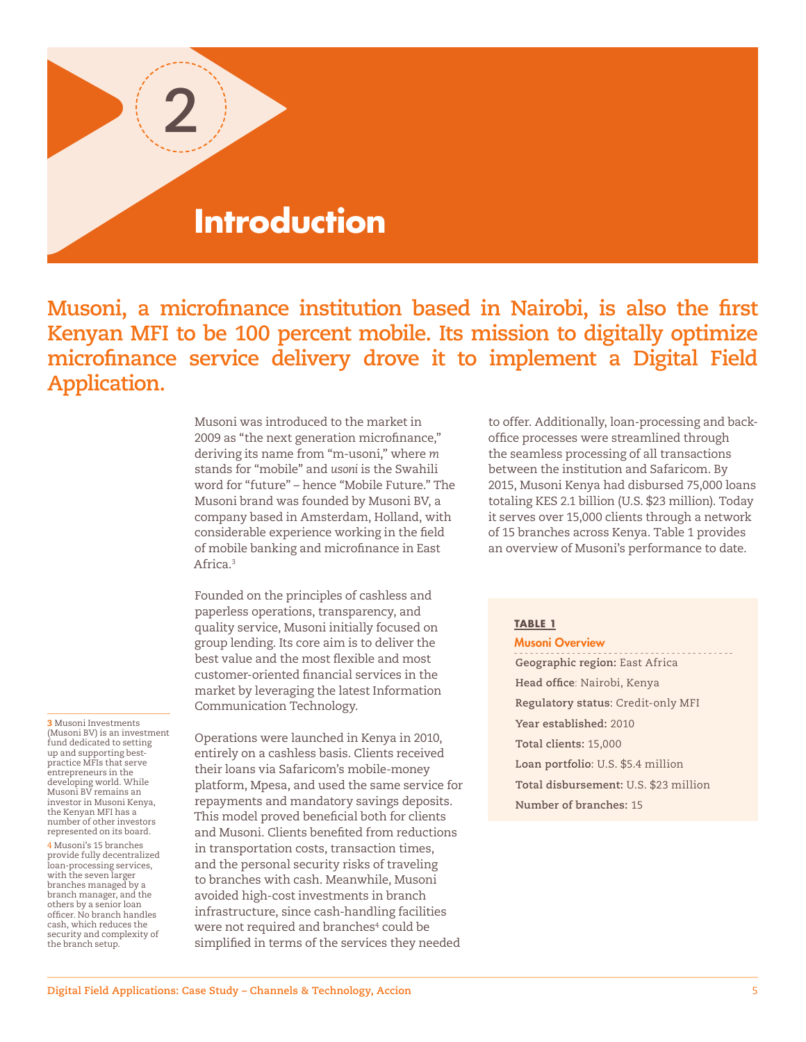# 2 Introduction

**Musoni, a microfinance institution based in Nairobi, is also the first Kenyan MFI to be 100 percent mobile. Its mission to digitally optimize microfinance service delivery drove it to implement a Digital Field Application.**

Musoni was introduced to the market in 2009 as "the next generation microfinance," deriving its name from "m-usoni," where *m* stands for "mobile" and *usoni* is the Swahili word for "future" – hence "Mobile Future." The Musoni brand was founded by Musoni BV, a company based in Amsterdam, Holland, with considerable experience working in the field of mobile banking and microfinance in East Africa.[3]

Founded on the principles of cashless and paperless operations, transparency, and quality service, Musoni initially focused on group lending. Its core aim is to deliver the best value and the most flexible and most customer-oriented financial services in the market by leveraging the latest Information Communication Technology.

Operations were launched in Kenya in 2010, entirely on a cashless basis. Clients received their loans via Safaricom's mobile-money platform, Mpesa, and used the same service for repayments and mandatory savings deposits. This model proved beneficial both for clients and Musoni. Clients benefited from reductions in transportation costs, transaction times, and the personal security risks of traveling to branches with cash. Meanwhile, Musoni avoided high-cost investments in branch infrastructure, since cash-handling facilities were not required and branches[4] could be simplified in terms of the services they needed to offer. Additionally, loan-processing and back-office processes were streamlined through the seamless processing of all transactions between the institution and Safaricom. By 2015, Musoni Kenya had disbursed 75,000 loans totaling KES 2.1 billion (U.S. $23 million). Today it serves over 15,000 clients through a network of 15 branches across Kenya. Table 1 provides an overview of Musoni's performance to date.

**TABLE 1**

**Musoni Overview**

**Geographic region:** East Africa
**Head office**: Nairobi, Kenya
**Regulatory status**: Credit-only MFI
**Year established:** 2010
**Total clients:** 15,000
**Loan portfolio**: U.S. $5.4 million
**Total disbursement:** U.S. $23 million
**Number of branches:** 15

---

3 Musoni Investments (Musoni BV) is an investment fund dedicated to setting up and supporting best-practice MFIs that serve entrepreneurs in the developing world. While Musoni BV remains an investor in Musoni Kenya, the Kenyan MFI has a number of other investors represented on its board.

4 Musoni's 15 branches provide fully decentralized loan-processing services, with the seven larger branches managed by a branch manager, and the others by a senior loan officer. No branch handles cash, which reduces the security and complexity of the branch setup.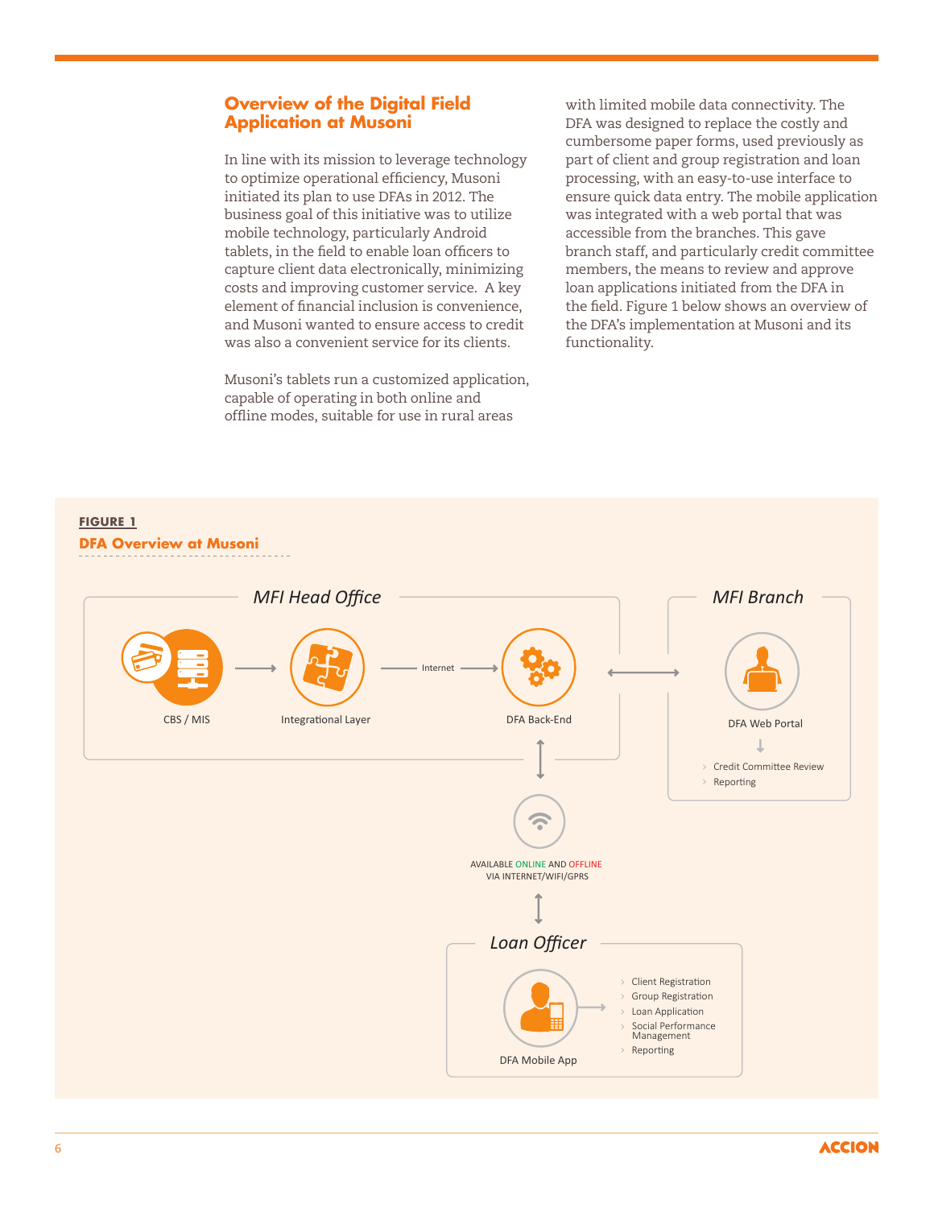## Overview of the Digital Field Application at Musoni

In line with its mission to leverage technology to optimize operational efficiency, Musoni initiated its plan to use DFAs in 2012. The business goal of this initiative was to utilize mobile technology, particularly Android tablets, in the field to enable loan officers to capture client data electronically, minimizing costs and improving customer service. A key element of financial inclusion is convenience, and Musoni wanted to ensure access to credit was also a convenient service for its clients.

Musoni's tablets run a customized application, capable of operating in both online and offline modes, suitable for use in rural areas with limited mobile data connectivity. The DFA was designed to replace the costly and cumbersome paper forms, used previously as part of client and group registration and loan processing, with an easy-to-use interface to ensure quick data entry. The mobile application was integrated with a web portal that was accessible from the branches. This gave branch staff, and particularly credit committee members, the means to review and approve loan applications initiated from the DFA in the field. Figure 1 below shows an overview of the DFA's implementation at Musoni and its functionality.

**FIGURE 1**

**DFA Overview at Musoni**

*MFI Head Office*

CBS / MIS → Integrational Layer → (Internet) → DFA Back-End

*MFI Branch*

DFA Web Portal
- Credit Committee Review
- Reporting

AVAILABLE ONLINE AND OFFLINE VIA INTERNET/WIFI/GPRS

*Loan Officer*

DFA Mobile App
- Client Registration
- Group Registration
- Loan Application
- Social Performance Management
- Reporting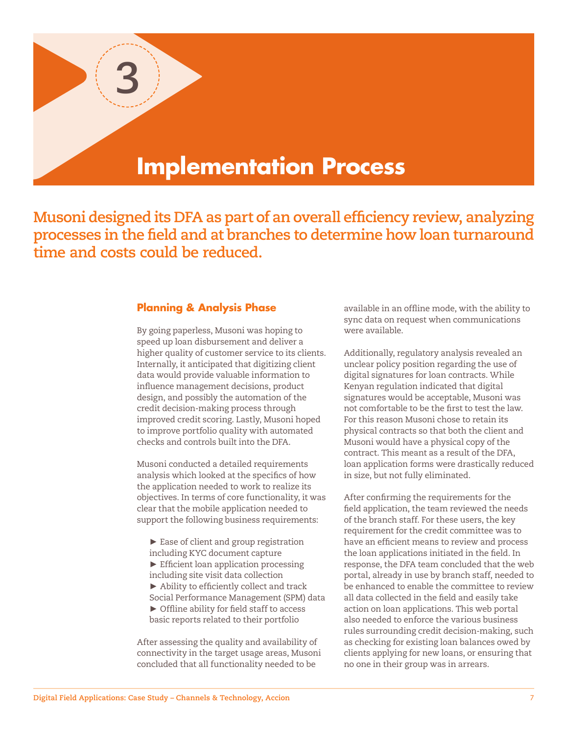3

# Implementation Process

**Musoni designed its DFA as part of an overall efficiency review, analyzing processes in the field and at branches to determine how loan turnaround time and costs could be reduced.**

## Planning & Analysis Phase

By going paperless, Musoni was hoping to speed up loan disbursement and deliver a higher quality of customer service to its clients. Internally, it anticipated that digitizing client data would provide valuable information to influence management decisions, product design, and possibly the automation of the credit decision-making process through improved credit scoring. Lastly, Musoni hoped to improve portfolio quality with automated checks and controls built into the DFA.

Musoni conducted a detailed requirements analysis which looked at the specifics of how the application needed to work to realize its objectives. In terms of core functionality, it was clear that the mobile application needed to support the following business requirements:

- Ease of client and group registration including KYC document capture
- Efficient loan application processing including site visit data collection
- Ability to efficiently collect and track Social Performance Management (SPM) data
- Offline ability for field staff to access basic reports related to their portfolio

After assessing the quality and availability of connectivity in the target usage areas, Musoni concluded that all functionality needed to be available in an offline mode, with the ability to sync data on request when communications were available.

Additionally, regulatory analysis revealed an unclear policy position regarding the use of digital signatures for loan contracts. While Kenyan regulation indicated that digital signatures would be acceptable, Musoni was not comfortable to be the first to test the law. For this reason Musoni chose to retain its physical contracts so that both the client and Musoni would have a physical copy of the contract. This meant as a result of the DFA, loan application forms were drastically reduced in size, but not fully eliminated.

After confirming the requirements for the field application, the team reviewed the needs of the branch staff. For these users, the key requirement for the credit committee was to have an efficient means to review and process the loan applications initiated in the field. In response, the DFA team concluded that the web portal, already in use by branch staff, needed to be enhanced to enable the committee to review all data collected in the field and easily take action on loan applications. This web portal also needed to enforce the various business rules surrounding credit decision-making, such as checking for existing loan balances owed by clients applying for new loans, or ensuring that no one in their group was in arrears.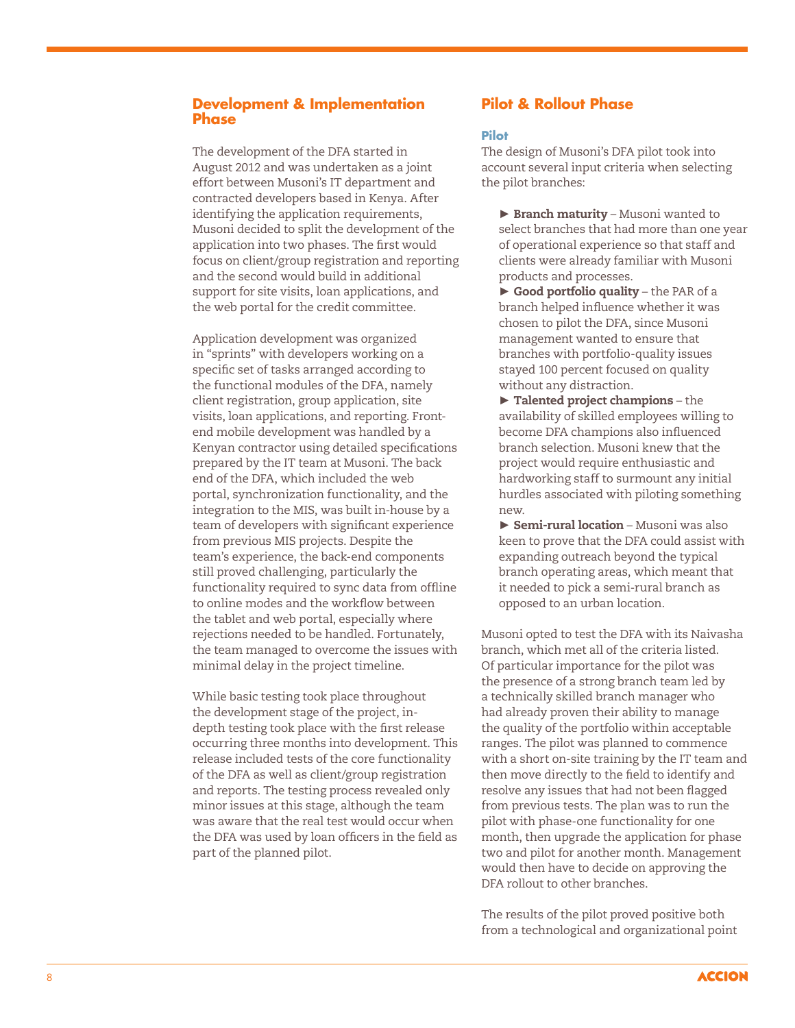## Development & Implementation Phase

The development of the DFA started in August 2012 and was undertaken as a joint effort between Musoni's IT department and contracted developers based in Kenya. After identifying the application requirements, Musoni decided to split the development of the application into two phases. The first would focus on client/group registration and reporting and the second would build in additional support for site visits, loan applications, and the web portal for the credit committee.

Application development was organized in "sprints" with developers working on a specific set of tasks arranged according to the functional modules of the DFA, namely client registration, group application, site visits, loan applications, and reporting. Front-end mobile development was handled by a Kenyan contractor using detailed specifications prepared by the IT team at Musoni. The back end of the DFA, which included the web portal, synchronization functionality, and the integration to the MIS, was built in-house by a team of developers with significant experience from previous MIS projects. Despite the team's experience, the back-end components still proved challenging, particularly the functionality required to sync data from offline to online modes and the workflow between the tablet and web portal, especially where rejections needed to be handled. Fortunately, the team managed to overcome the issues with minimal delay in the project timeline.

While basic testing took place throughout the development stage of the project, in-depth testing took place with the first release occurring three months into development. This release included tests of the core functionality of the DFA as well as client/group registration and reports. The testing process revealed only minor issues at this stage, although the team was aware that the real test would occur when the DFA was used by loan officers in the field as part of the planned pilot.

## Pilot & Rollout Phase

### Pilot

The design of Musoni's DFA pilot took into account several input criteria when selecting the pilot branches:

- **Branch maturity** – Musoni wanted to select branches that had more than one year of operational experience so that staff and clients were already familiar with Musoni products and processes.
- **Good portfolio quality** – the PAR of a branch helped influence whether it was chosen to pilot the DFA, since Musoni management wanted to ensure that branches with portfolio-quality issues stayed 100 percent focused on quality without any distraction.
- **Talented project champions** – the availability of skilled employees willing to become DFA champions also influenced branch selection. Musoni knew that the project would require enthusiastic and hardworking staff to surmount any initial hurdles associated with piloting something new.
- **Semi-rural location** – Musoni was also keen to prove that the DFA could assist with expanding outreach beyond the typical branch operating areas, which meant that it needed to pick a semi-rural branch as opposed to an urban location.

Musoni opted to test the DFA with its Naivasha branch, which met all of the criteria listed. Of particular importance for the pilot was the presence of a strong branch team led by a technically skilled branch manager who had already proven their ability to manage the quality of the portfolio within acceptable ranges. The pilot was planned to commence with a short on-site training by the IT team and then move directly to the field to identify and resolve any issues that had not been flagged from previous tests. The plan was to run the pilot with phase-one functionality for one month, then upgrade the application for phase two and pilot for another month. Management would then have to decide on approving the DFA rollout to other branches.

The results of the pilot proved positive both from a technological and organizational point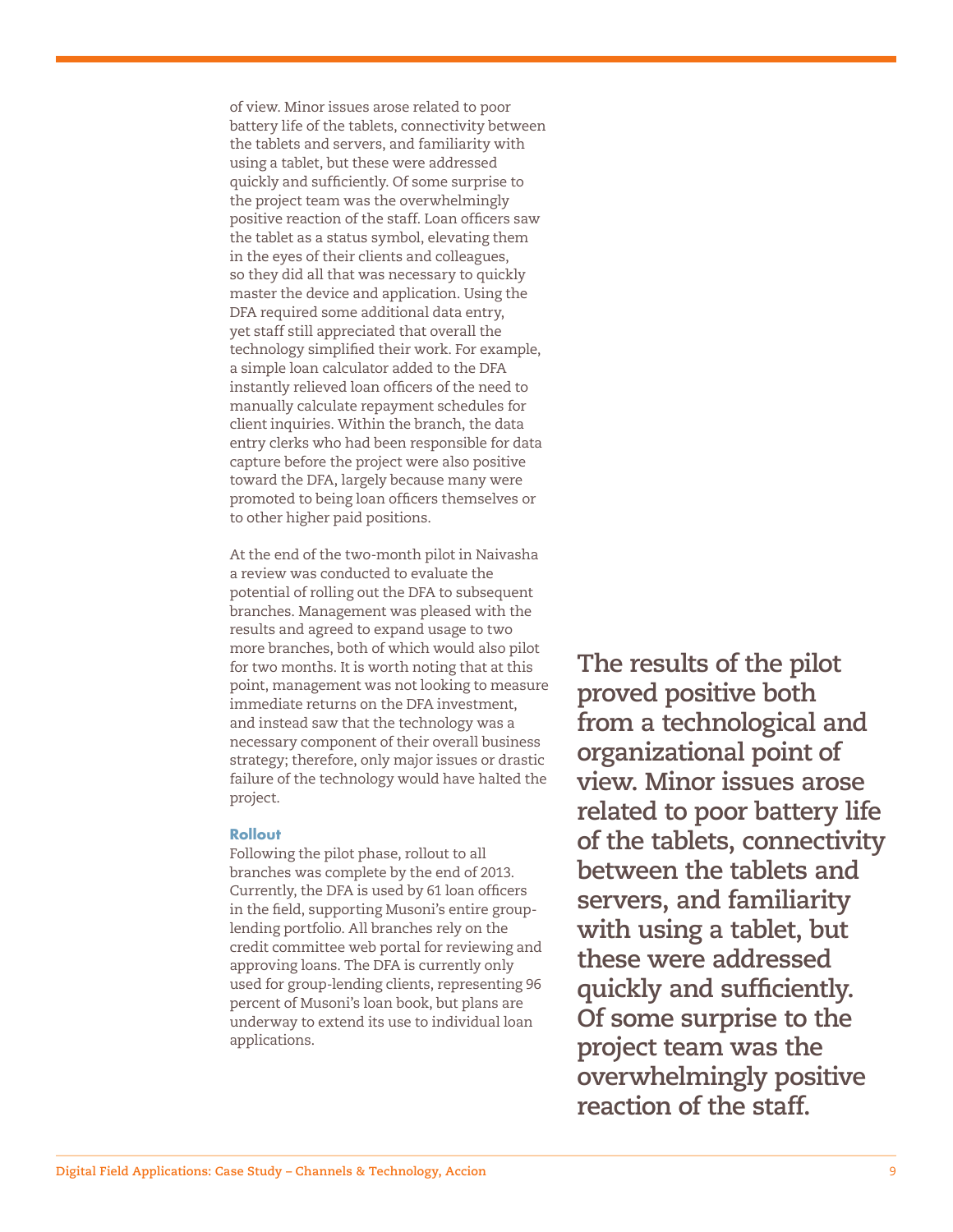of view. Minor issues arose related to poor battery life of the tablets, connectivity between the tablets and servers, and familiarity with using a tablet, but these were addressed quickly and sufficiently. Of some surprise to the project team was the overwhelmingly positive reaction of the staff. Loan officers saw the tablet as a status symbol, elevating them in the eyes of their clients and colleagues, so they did all that was necessary to quickly master the device and application. Using the DFA required some additional data entry, yet staff still appreciated that overall the technology simplified their work. For example, a simple loan calculator added to the DFA instantly relieved loan officers of the need to manually calculate repayment schedules for client inquiries. Within the branch, the data entry clerks who had been responsible for data capture before the project were also positive toward the DFA, largely because many were promoted to being loan officers themselves or to other higher paid positions.

At the end of the two-month pilot in Naivasha a review was conducted to evaluate the potential of rolling out the DFA to subsequent branches. Management was pleased with the results and agreed to expand usage to two more branches, both of which would also pilot for two months. It is worth noting that at this point, management was not looking to measure immediate returns on the DFA investment, and instead saw that the technology was a necessary component of their overall business strategy; therefore, only major issues or drastic failure of the technology would have halted the project.

**The results of the pilot proved positive both from a technological and organizational point of view. Minor issues arose related to poor battery life of the tablets, connectivity between the tablets and servers, and familiarity with using a tablet, but these were addressed quickly and sufficiently. Of some surprise to the project team was the overwhelmingly positive reaction of the staff.**

### Rollout

Following the pilot phase, rollout to all branches was complete by the end of 2013. Currently, the DFA is used by 61 loan officers in the field, supporting Musoni's entire group-lending portfolio. All branches rely on the credit committee web portal for reviewing and approving loans. The DFA is currently only used for group-lending clients, representing 96 percent of Musoni's loan book, but plans are underway to extend its use to individual loan applications.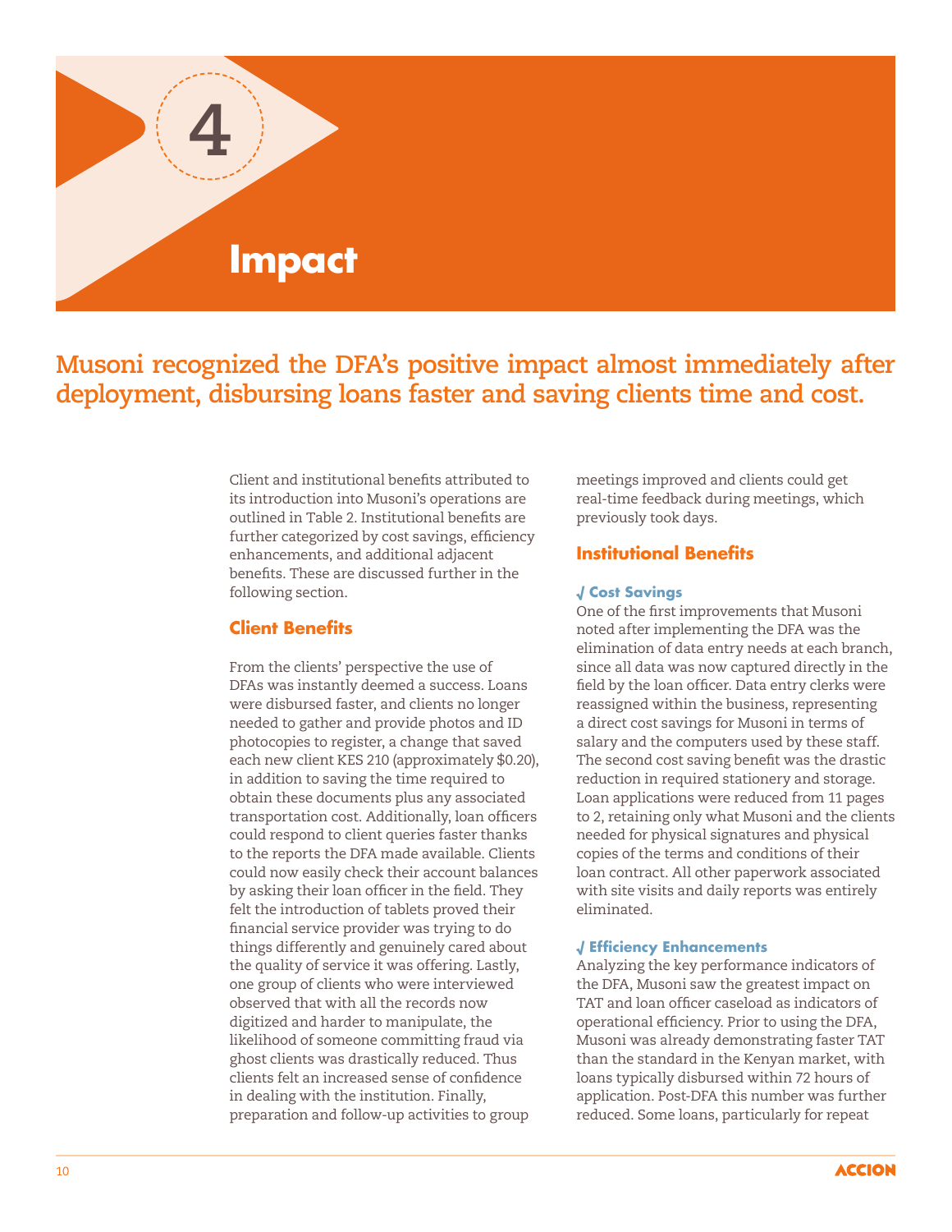# 4 Impact

**Musoni recognized the DFA's positive impact almost immediately after deployment, disbursing loans faster and saving clients time and cost.**

Client and institutional benefits attributed to its introduction into Musoni's operations are outlined in Table 2. Institutional benefits are further categorized by cost savings, efficiency enhancements, and additional adjacent benefits. These are discussed further in the following section.

## Client Benefits

From the clients' perspective the use of DFAs was instantly deemed a success. Loans were disbursed faster, and clients no longer needed to gather and provide photos and ID photocopies to register, a change that saved each new client KES 210 (approximately $0.20), in addition to saving the time required to obtain these documents plus any associated transportation cost. Additionally, loan officers could respond to client queries faster thanks to the reports the DFA made available. Clients could now easily check their account balances by asking their loan officer in the field. They felt the introduction of tablets proved their financial service provider was trying to do things differently and genuinely cared about the quality of service it was offering. Lastly, one group of clients who were interviewed observed that with all the records now digitized and harder to manipulate, the likelihood of someone committing fraud via ghost clients was drastically reduced. Thus clients felt an increased sense of confidence in dealing with the institution. Finally, preparation and follow-up activities to group meetings improved and clients could get real-time feedback during meetings, which previously took days.

## Institutional Benefits

### √ Cost Savings

One of the first improvements that Musoni noted after implementing the DFA was the elimination of data entry needs at each branch, since all data was now captured directly in the field by the loan officer. Data entry clerks were reassigned within the business, representing a direct cost savings for Musoni in terms of salary and the computers used by these staff. The second cost saving benefit was the drastic reduction in required stationery and storage. Loan applications were reduced from 11 pages to 2, retaining only what Musoni and the clients needed for physical signatures and physical copies of the terms and conditions of their loan contract. All other paperwork associated with site visits and daily reports was entirely eliminated.

### √ Efficiency Enhancements

Analyzing the key performance indicators of the DFA, Musoni saw the greatest impact on TAT and loan officer caseload as indicators of operational efficiency. Prior to using the DFA, Musoni was already demonstrating faster TAT than the standard in the Kenyan market, with loans typically disbursed within 72 hours of application. Post-DFA this number was further reduced. Some loans, particularly for repeat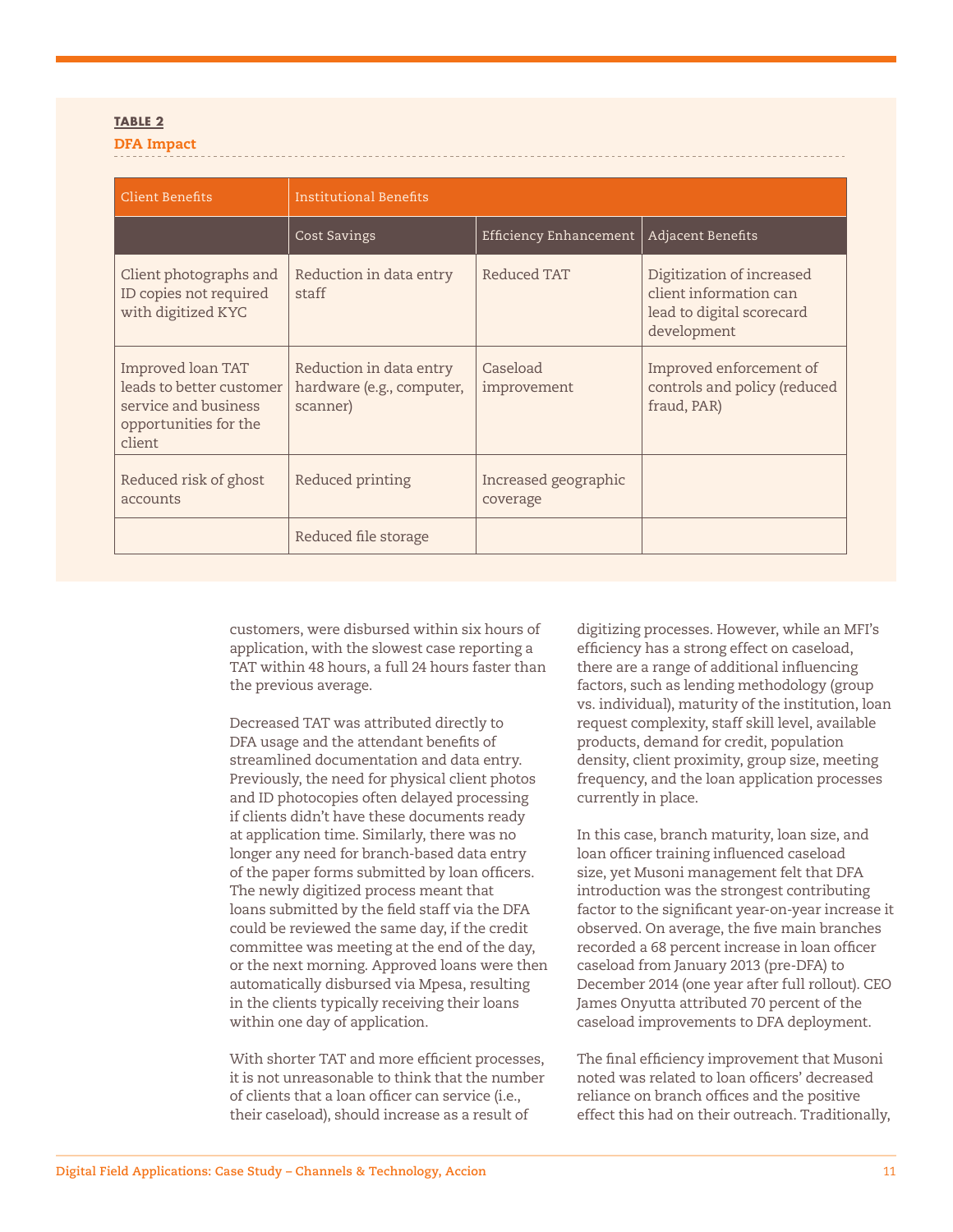**TABLE 2**

**DFA Impact**

| Client Benefits | Institutional Benefits | | |
|---|---|---|---|
| | Cost Savings | Efficiency Enhancement | Adjacent Benefits |
| Client photographs and ID copies not required with digitized KYC | Reduction in data entry staff | Reduced TAT | Digitization of increased client information can lead to digital scorecard development |
| Improved loan TAT leads to better customer service and business opportunities for the client | Reduction in data entry hardware (e.g., computer, scanner) | Caseload improvement | Improved enforcement of controls and policy (reduced fraud, PAR) |
| Reduced risk of ghost accounts | Reduced printing | Increased geographic coverage | |
| | Reduced file storage | | |

customers, were disbursed within six hours of application, with the slowest case reporting a TAT within 48 hours, a full 24 hours faster than the previous average.

Decreased TAT was attributed directly to DFA usage and the attendant benefits of streamlined documentation and data entry. Previously, the need for physical client photos and ID photocopies often delayed processing if clients didn't have these documents ready at application time. Similarly, there was no longer any need for branch-based data entry of the paper forms submitted by loan officers. The newly digitized process meant that loans submitted by the field staff via the DFA could be reviewed the same day, if the credit committee was meeting at the end of the day, or the next morning. Approved loans were then automatically disbursed via Mpesa, resulting in the clients typically receiving their loans within one day of application.

With shorter TAT and more efficient processes, it is not unreasonable to think that the number of clients that a loan officer can service (i.e., their caseload), should increase as a result of digitizing processes. However, while an MFI's efficiency has a strong effect on caseload, there are a range of additional influencing factors, such as lending methodology (group vs. individual), maturity of the institution, loan request complexity, staff skill level, available products, demand for credit, population density, client proximity, group size, meeting frequency, and the loan application processes currently in place.

In this case, branch maturity, loan size, and loan officer training influenced caseload size, yet Musoni management felt that DFA introduction was the strongest contributing factor to the significant year-on-year increase it observed. On average, the five main branches recorded a 68 percent increase in loan officer caseload from January 2013 (pre-DFA) to December 2014 (one year after full rollout). CEO James Onyutta attributed 70 percent of the caseload improvements to DFA deployment.

The final efficiency improvement that Musoni noted was related to loan officers' decreased reliance on branch offices and the positive effect this had on their outreach. Traditionally,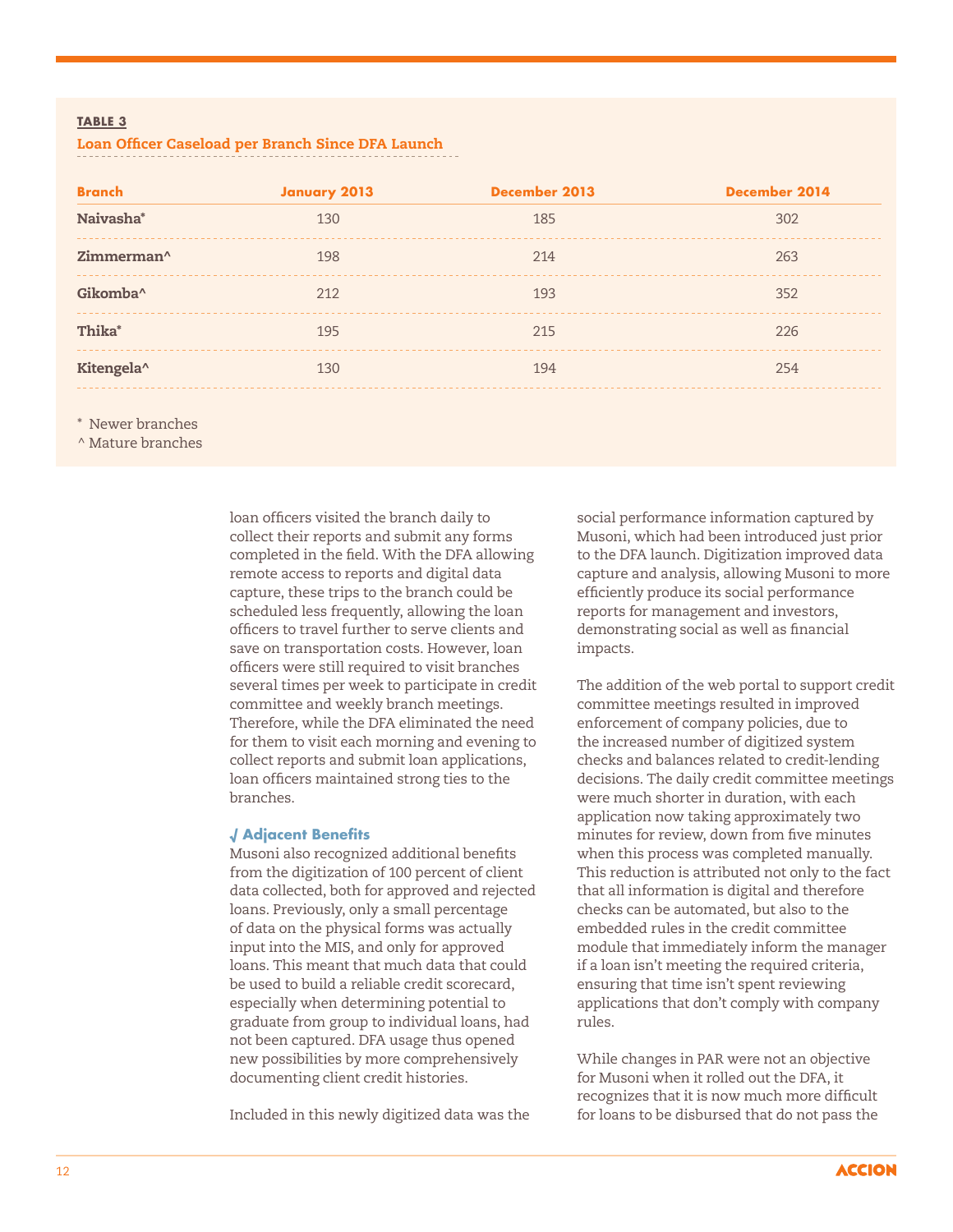**TABLE 3**

**Loan Officer Caseload per Branch Since DFA Launch**

| Branch | January 2013 | December 2013 | December 2014 |
|---|---|---|---|
| Naivasha* | 130 | 185 | 302 |
| Zimmerman^ | 198 | 214 | 263 |
| Gikomba^ | 212 | 193 | 352 |
| Thika* | 195 | 215 | 226 |
| Kitengela^ | 130 | 194 | 254 |

\* Newer branches
^ Mature branches

loan officers visited the branch daily to collect their reports and submit any forms completed in the field. With the DFA allowing remote access to reports and digital data capture, these trips to the branch could be scheduled less frequently, allowing the loan officers to travel further to serve clients and save on transportation costs. However, loan officers were still required to visit branches several times per week to participate in credit committee and weekly branch meetings. Therefore, while the DFA eliminated the need for them to visit each morning and evening to collect reports and submit loan applications, loan officers maintained strong ties to the branches.

### √ Adjacent Benefits

Musoni also recognized additional benefits from the digitization of 100 percent of client data collected, both for approved and rejected loans. Previously, only a small percentage of data on the physical forms was actually input into the MIS, and only for approved loans. This meant that much data that could be used to build a reliable credit scorecard, especially when determining potential to graduate from group to individual loans, had not been captured. DFA usage thus opened new possibilities by more comprehensively documenting client credit histories.

Included in this newly digitized data was the social performance information captured by Musoni, which had been introduced just prior to the DFA launch. Digitization improved data capture and analysis, allowing Musoni to more efficiently produce its social performance reports for management and investors, demonstrating social as well as financial impacts.

The addition of the web portal to support credit committee meetings resulted in improved enforcement of company policies, due to the increased number of digitized system checks and balances related to credit-lending decisions. The daily credit committee meetings were much shorter in duration, with each application now taking approximately two minutes for review, down from five minutes when this process was completed manually. This reduction is attributed not only to the fact that all information is digital and therefore checks can be automated, but also to the embedded rules in the credit committee module that immediately inform the manager if a loan isn't meeting the required criteria, ensuring that time isn't spent reviewing applications that don't comply with company rules.

While changes in PAR were not an objective for Musoni when it rolled out the DFA, it recognizes that it is now much more difficult for loans to be disbursed that do not pass the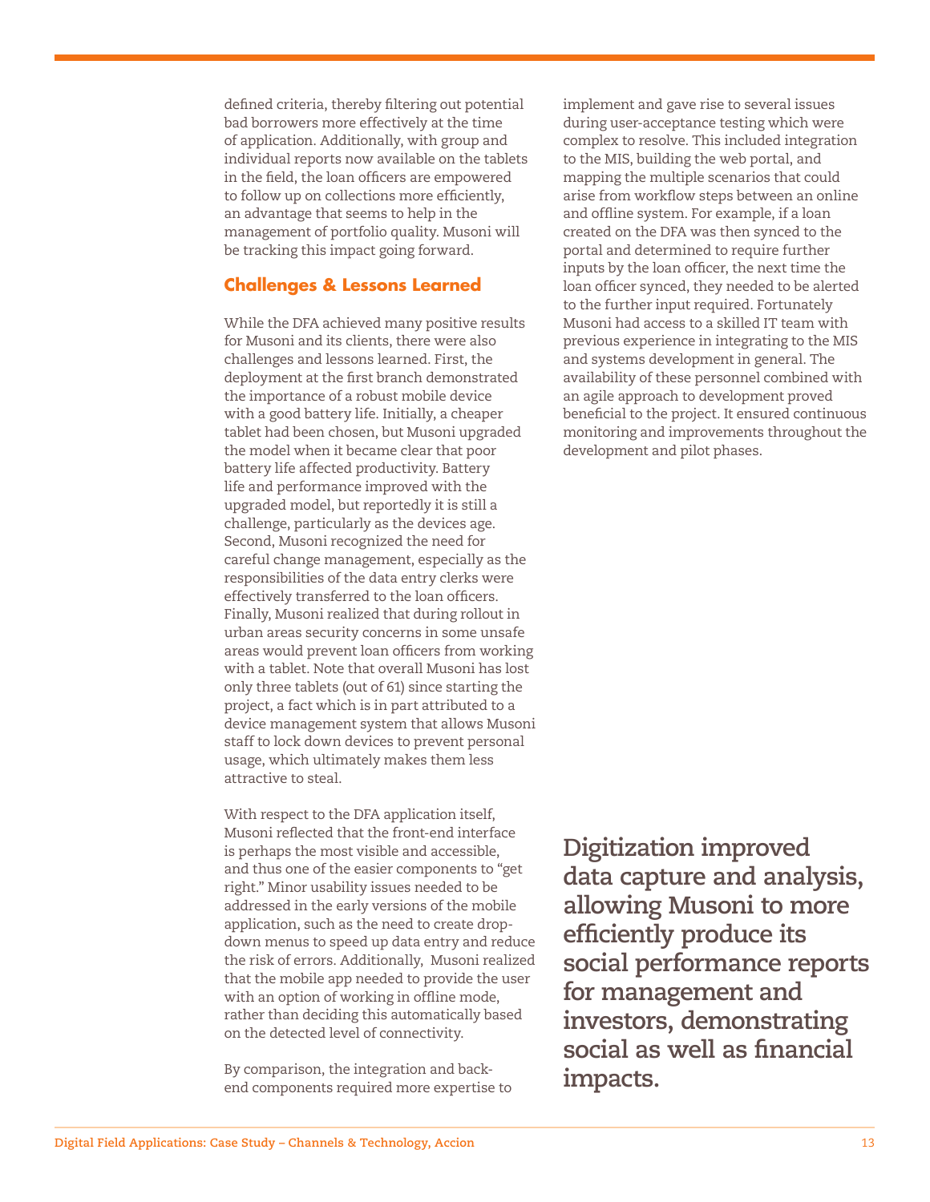defined criteria, thereby filtering out potential bad borrowers more effectively at the time of application. Additionally, with group and individual reports now available on the tablets in the field, the loan officers are empowered to follow up on collections more efficiently, an advantage that seems to help in the management of portfolio quality. Musoni will be tracking this impact going forward.

## Challenges & Lessons Learned

While the DFA achieved many positive results for Musoni and its clients, there were also challenges and lessons learned. First, the deployment at the first branch demonstrated the importance of a robust mobile device with a good battery life. Initially, a cheaper tablet had been chosen, but Musoni upgraded the model when it became clear that poor battery life affected productivity. Battery life and performance improved with the upgraded model, but reportedly it is still a challenge, particularly as the devices age. Second, Musoni recognized the need for careful change management, especially as the responsibilities of the data entry clerks were effectively transferred to the loan officers. Finally, Musoni realized that during rollout in urban areas security concerns in some unsafe areas would prevent loan officers from working with a tablet. Note that overall Musoni has lost only three tablets (out of 61) since starting the project, a fact which is in part attributed to a device management system that allows Musoni staff to lock down devices to prevent personal usage, which ultimately makes them less attractive to steal.

With respect to the DFA application itself, Musoni reflected that the front-end interface is perhaps the most visible and accessible, and thus one of the easier components to "get right." Minor usability issues needed to be addressed in the early versions of the mobile application, such as the need to create drop-down menus to speed up data entry and reduce the risk of errors. Additionally, Musoni realized that the mobile app needed to provide the user with an option of working in offline mode, rather than deciding this automatically based on the detected level of connectivity.

By comparison, the integration and back-end components required more expertise to implement and gave rise to several issues during user-acceptance testing which were complex to resolve. This included integration to the MIS, building the web portal, and mapping the multiple scenarios that could arise from workflow steps between an online and offline system. For example, if a loan created on the DFA was then synced to the portal and determined to require further inputs by the loan officer, the next time the loan officer synced, they needed to be alerted to the further input required. Fortunately Musoni had access to a skilled IT team with previous experience in integrating to the MIS and systems development in general. The availability of these personnel combined with an agile approach to development proved beneficial to the project. It ensured continuous monitoring and improvements throughout the development and pilot phases.

**Digitization improved data capture and analysis, allowing Musoni to more efficiently produce its social performance reports for management and investors, demonstrating social as well as financial impacts.**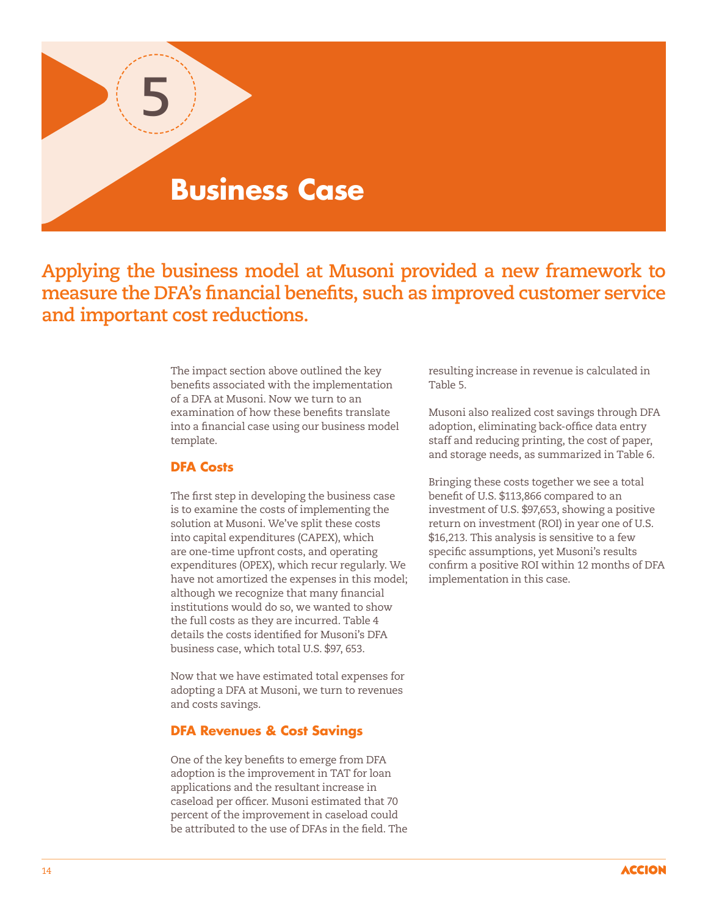# 5

# Business Case

**Applying the business model at Musoni provided a new framework to measure the DFA's financial benefits, such as improved customer service and important cost reductions.**

The impact section above outlined the key benefits associated with the implementation of a DFA at Musoni. Now we turn to an examination of how these benefits translate into a financial case using our business model template.

## DFA Costs

The first step in developing the business case is to examine the costs of implementing the solution at Musoni. We've split these costs into capital expenditures (CAPEX), which are one-time upfront costs, and operating expenditures (OPEX), which recur regularly. We have not amortized the expenses in this model; although we recognize that many financial institutions would do so, we wanted to show the full costs as they are incurred. Table 4 details the costs identified for Musoni's DFA business case, which total U.S. $97, 653.

Now that we have estimated total expenses for adopting a DFA at Musoni, we turn to revenues and costs savings.

## DFA Revenues & Cost Savings

One of the key benefits to emerge from DFA adoption is the improvement in TAT for loan applications and the resultant increase in caseload per officer. Musoni estimated that 70 percent of the improvement in caseload could be attributed to the use of DFAs in the field. The resulting increase in revenue is calculated in Table 5.

Musoni also realized cost savings through DFA adoption, eliminating back-office data entry staff and reducing printing, the cost of paper, and storage needs, as summarized in Table 6.

Bringing these costs together we see a total benefit of U.S. $113,866 compared to an investment of U.S. $97,653, showing a positive return on investment (ROI) in year one of U.S. $16,213. This analysis is sensitive to a few specific assumptions, yet Musoni's results confirm a positive ROI within 12 months of DFA implementation in this case.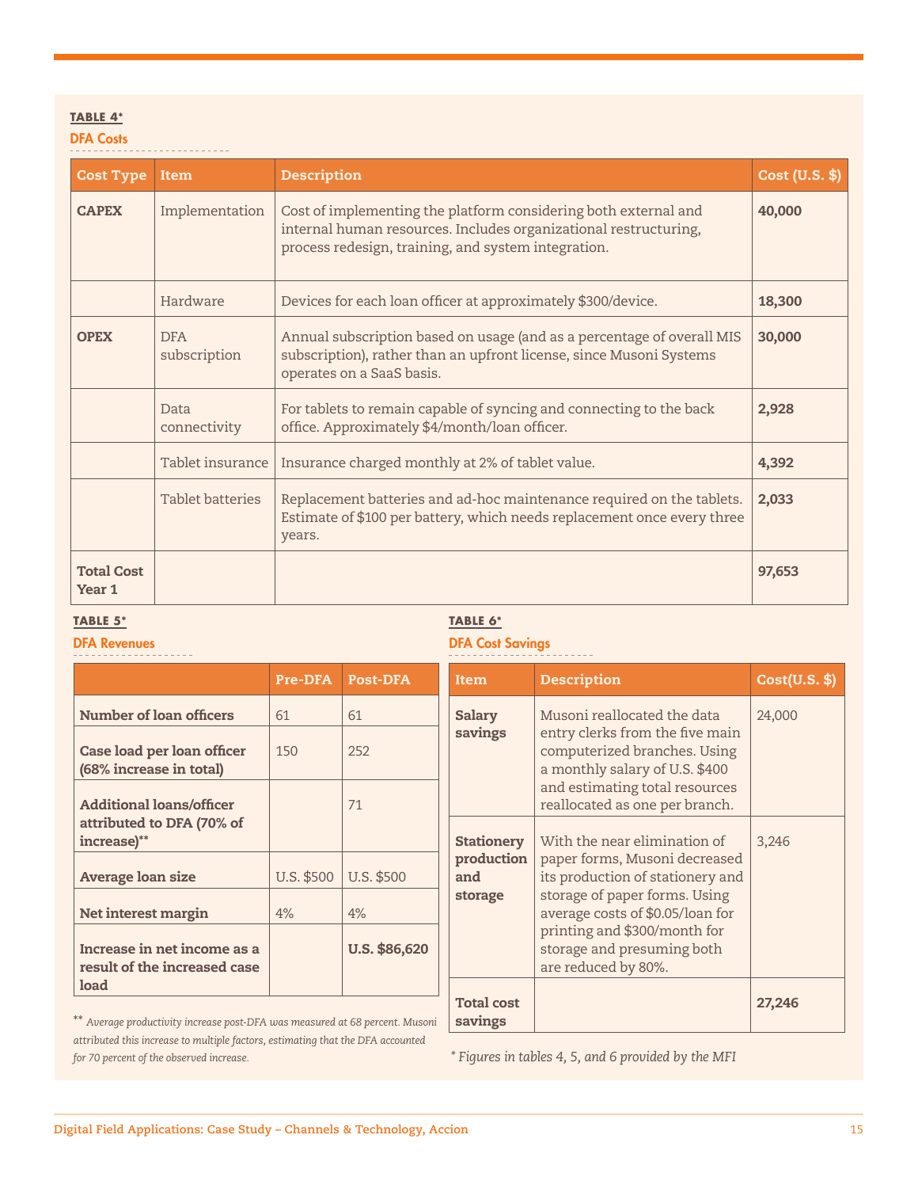**TABLE 4***

**DFA Costs**

| Cost Type | Item | Description | Cost (U.S. $) |
|---|---|---|---|
| **CAPEX** | Implementation | Cost of implementing the platform considering both external and internal human resources. Includes organizational restructuring, process redesign, training, and system integration. | **40,000** |
| | Hardware | Devices for each loan officer at approximately $300/device. | **18,300** |
| **OPEX** | DFA subscription | Annual subscription based on usage (and as a percentage of overall MIS subscription), rather than an upfront license, since Musoni Systems operates on a SaaS basis. | **30,000** |
| | Data connectivity | For tablets to remain capable of syncing and connecting to the back office. Approximately $4/month/loan officer. | **2,928** |
| | Tablet insurance | Insurance charged monthly at 2% of tablet value. | **4,392** |
| | Tablet batteries | Replacement batteries and ad-hoc maintenance required on the tablets. Estimate of $100 per battery, which needs replacement once every three years. | **2,033** |
| **Total Cost Year 1** | | | **97,653** |

**TABLE 5***

**DFA Revenues**

| | Pre-DFA | Post-DFA |
|---|---|---|
| **Number of loan officers** | 61 | 61 |
| **Case load per loan officer (68% increase in total)** | 150 | 252 |
| **Additional loans/officer attributed to DFA (70% of increase)**** | | 71 |
| **Average loan size** | U.S. $500 | U.S. $500 |
| **Net interest margin** | 4% | 4% |
| **Increase in net income as a result of the increased case load** | | **U.S. $86,620** |

** *Average productivity increase post-DFA was measured at 68 percent. Musoni attributed this increase to multiple factors, estimating that the DFA accounted for 70 percent of the observed increase.*

**TABLE 6***

**DFA Cost Savings**

| Item | Description | Cost(U.S. $) |
|---|---|---|
| **Salary savings** | Musoni reallocated the data entry clerks from the five main computerized branches. Using a monthly salary of U.S. $400 and estimating total resources reallocated as one per branch. | 24,000 |
| **Stationery production and storage** | With the near elimination of paper forms, Musoni decreased its production of stationery and storage of paper forms. Using average costs of $0.05/loan for printing and $300/month for storage and presuming both are reduced by 80%. | 3,246 |
| **Total cost savings** | | **27,246** |

* *Figures in tables 4, 5, and 6 provided by the MFI*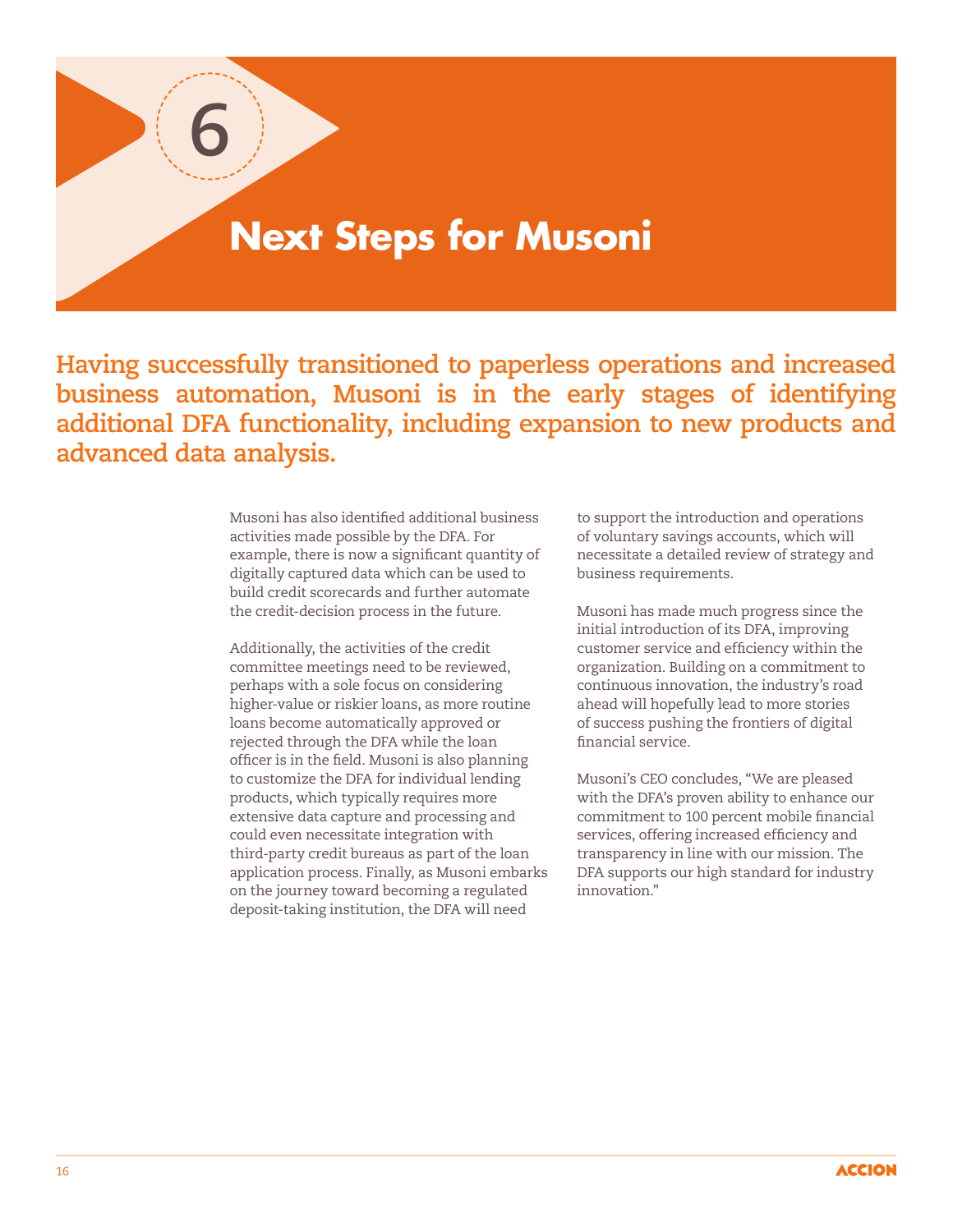# 6 Next Steps for Musoni

**Having successfully transitioned to paperless operations and increased business automation, Musoni is in the early stages of identifying additional DFA functionality, including expansion to new products and advanced data analysis.**

Musoni has also identified additional business activities made possible by the DFA. For example, there is now a significant quantity of digitally captured data which can be used to build credit scorecards and further automate the credit-decision process in the future.

Additionally, the activities of the credit committee meetings need to be reviewed, perhaps with a sole focus on considering higher-value or riskier loans, as more routine loans become automatically approved or rejected through the DFA while the loan officer is in the field. Musoni is also planning to customize the DFA for individual lending products, which typically requires more extensive data capture and processing and could even necessitate integration with third-party credit bureaus as part of the loan application process. Finally, as Musoni embarks on the journey toward becoming a regulated deposit-taking institution, the DFA will need to support the introduction and operations of voluntary savings accounts, which will necessitate a detailed review of strategy and business requirements.

Musoni has made much progress since the initial introduction of its DFA, improving customer service and efficiency within the organization. Building on a commitment to continuous innovation, the industry's road ahead will hopefully lead to more stories of success pushing the frontiers of digital financial service.

Musoni's CEO concludes, "We are pleased with the DFA's proven ability to enhance our commitment to 100 percent mobile financial services, offering increased efficiency and transparency in line with our mission. The DFA supports our high standard for industry innovation."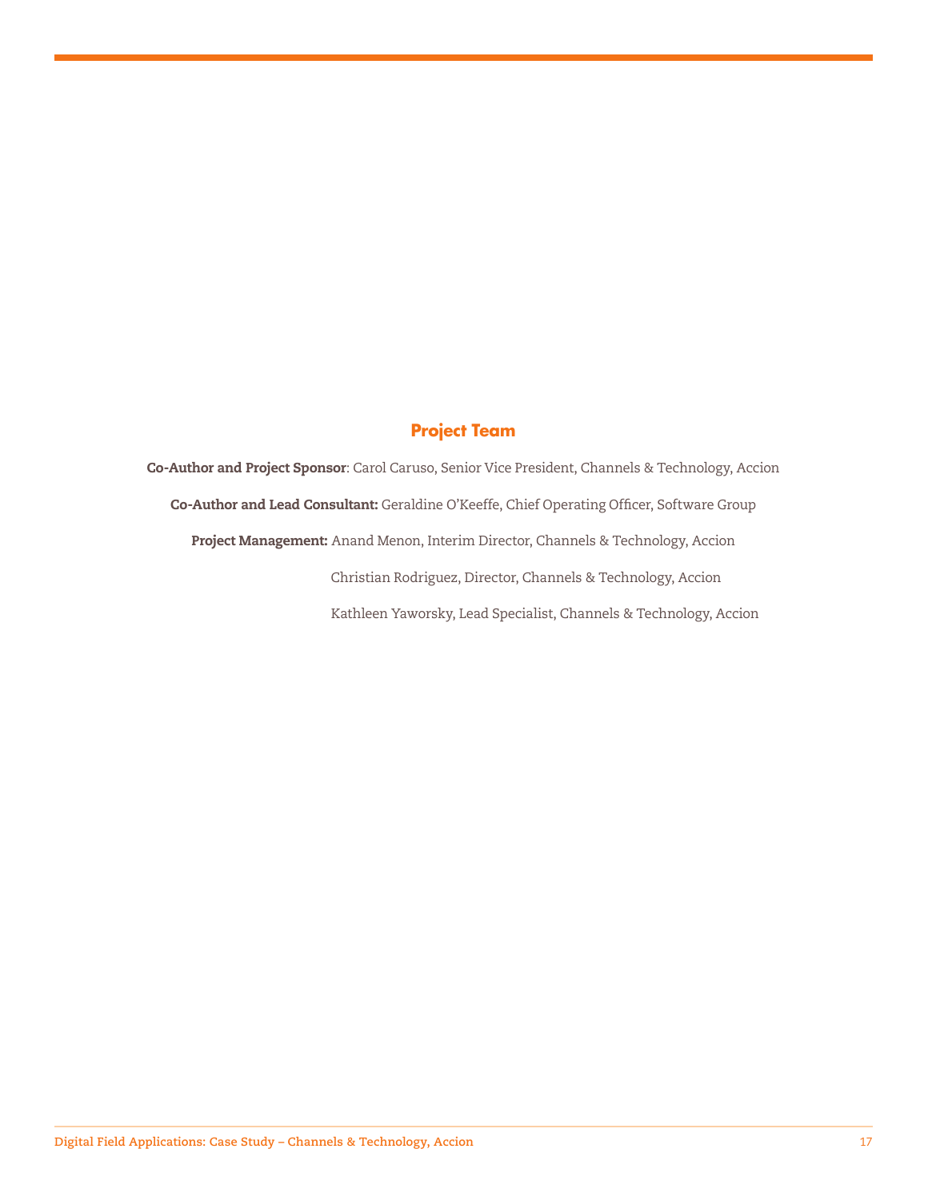## Project Team

**Co-Author and Project Sponsor**: Carol Caruso, Senior Vice President, Channels & Technology, Accion

**Co-Author and Lead Consultant:** Geraldine O'Keeffe, Chief Operating Officer, Software Group

**Project Management:** Anand Menon, Interim Director, Channels & Technology, Accion

Christian Rodriguez, Director, Channels & Technology, Accion

Kathleen Yaworsky, Lead Specialist, Channels & Technology, Accion